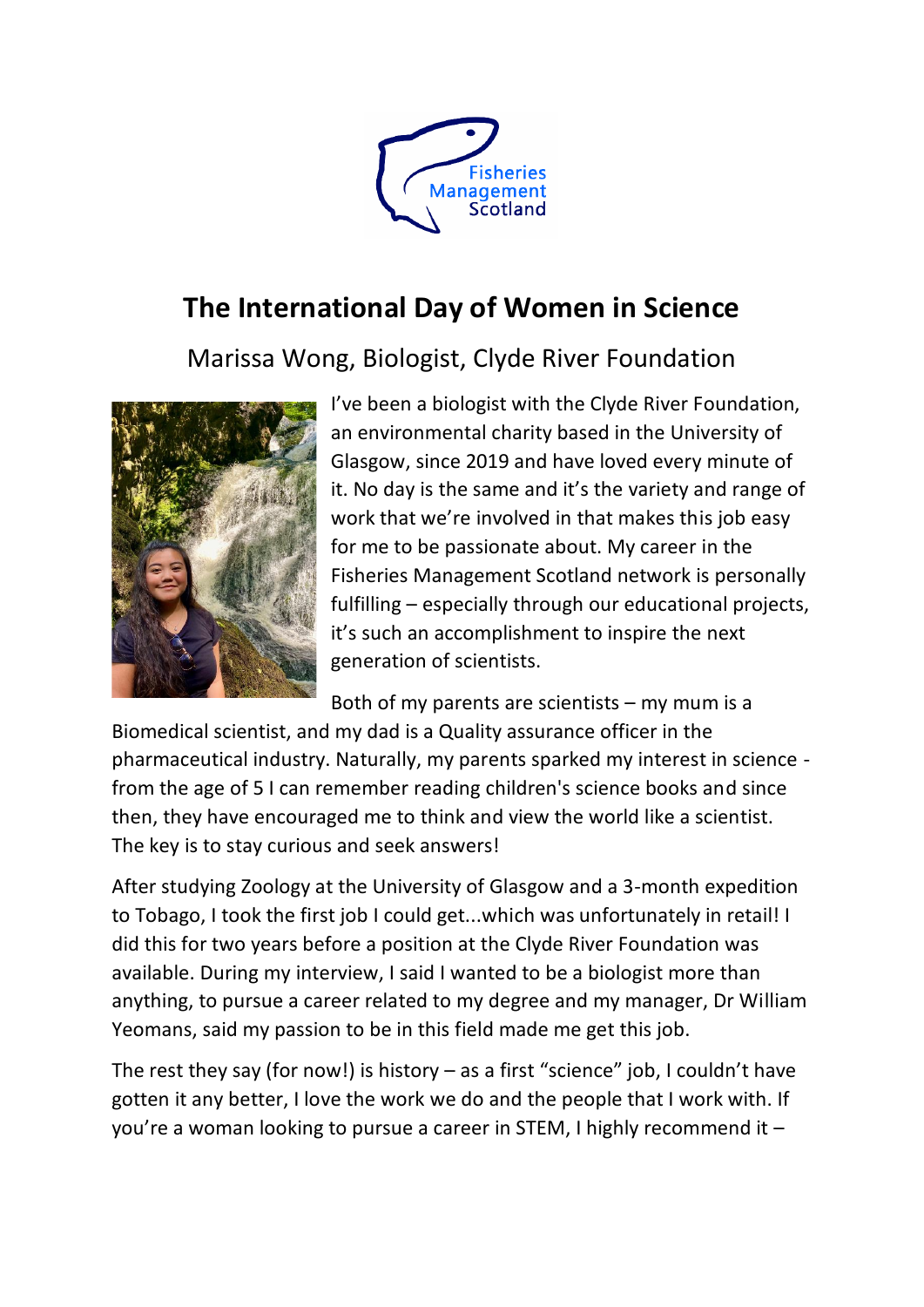Fisheries Management Scotland

# The International Day of Women in Science

## Marissa Wong, Biologist, Clyde River Foundation

I've been a biologist with the Clyde River Foundation, an environmental charity based in the University of Glasgow, since 2019 and have loved every minute of it. No day is the same and it's the variety and range of work that we're involved in that makes this job easy for me to be passionate about. My career in the Fisheries Management Scotland network is personally fulfilling – especially through our educational projects, it's such an accomplishment to inspire the next generation of scientists.

Both of my parents are scientists – my mum is a Biomedical scientist, and my dad is a Quality assurance officer in the pharmaceutical industry. Naturally, my parents sparked my interest in science - from the age of 5 I can remember reading children's science books and since then, they have encouraged me to think and view the world like a scientist. The key is to stay curious and seek answers!

After studying Zoology at the University of Glasgow and a 3-month expedition to Tobago, I took the first job I could get...which was unfortunately in retail! I did this for two years before a position at the Clyde River Foundation was available. During my interview, I said I wanted to be a biologist more than anything, to pursue a career related to my degree and my manager, Dr William Yeomans, said my passion to be in this field made me get this job.

The rest they say (for now!) is history – as a first "science" job, I couldn't have gotten it any better, I love the work we do and the people that I work with. If you're a woman looking to pursue a career in STEM, I highly recommend it –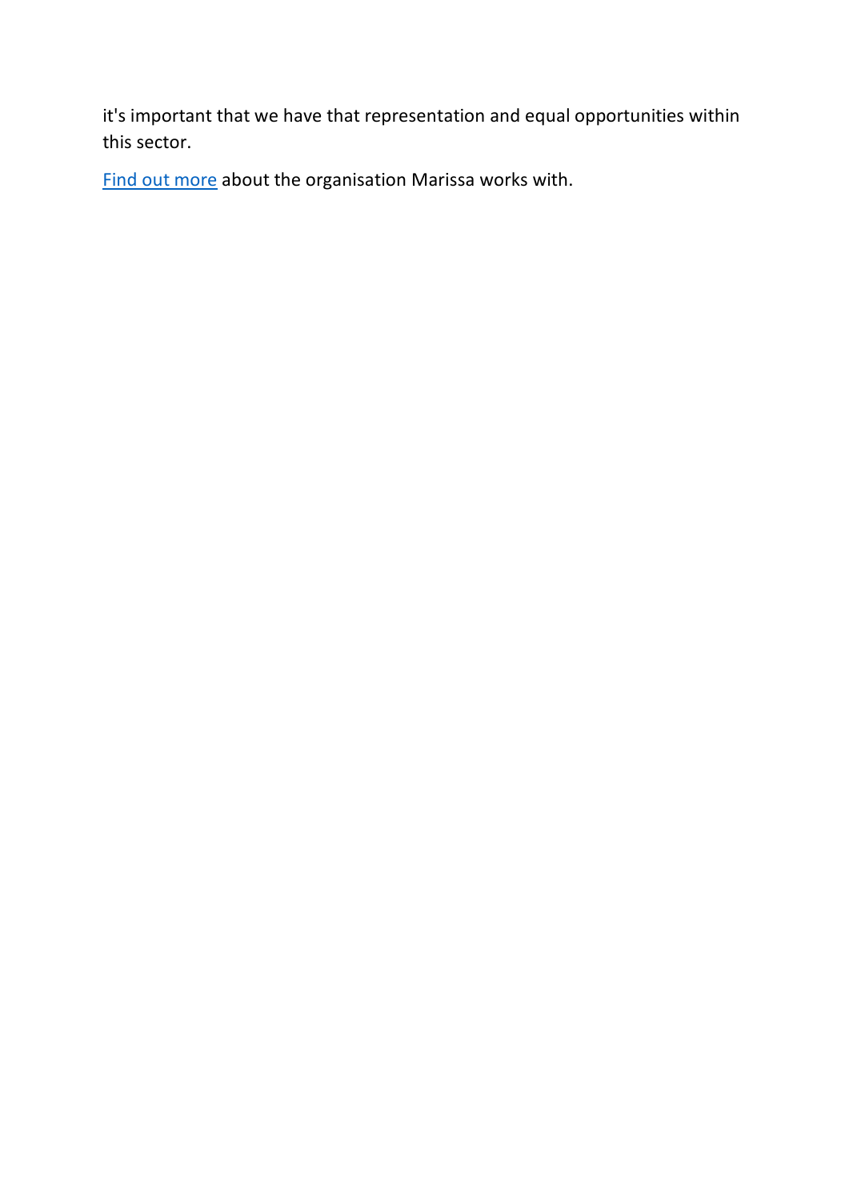it's important that we have that representation and equal opportunities within this sector.

Find out more about the organisation Marissa works with.